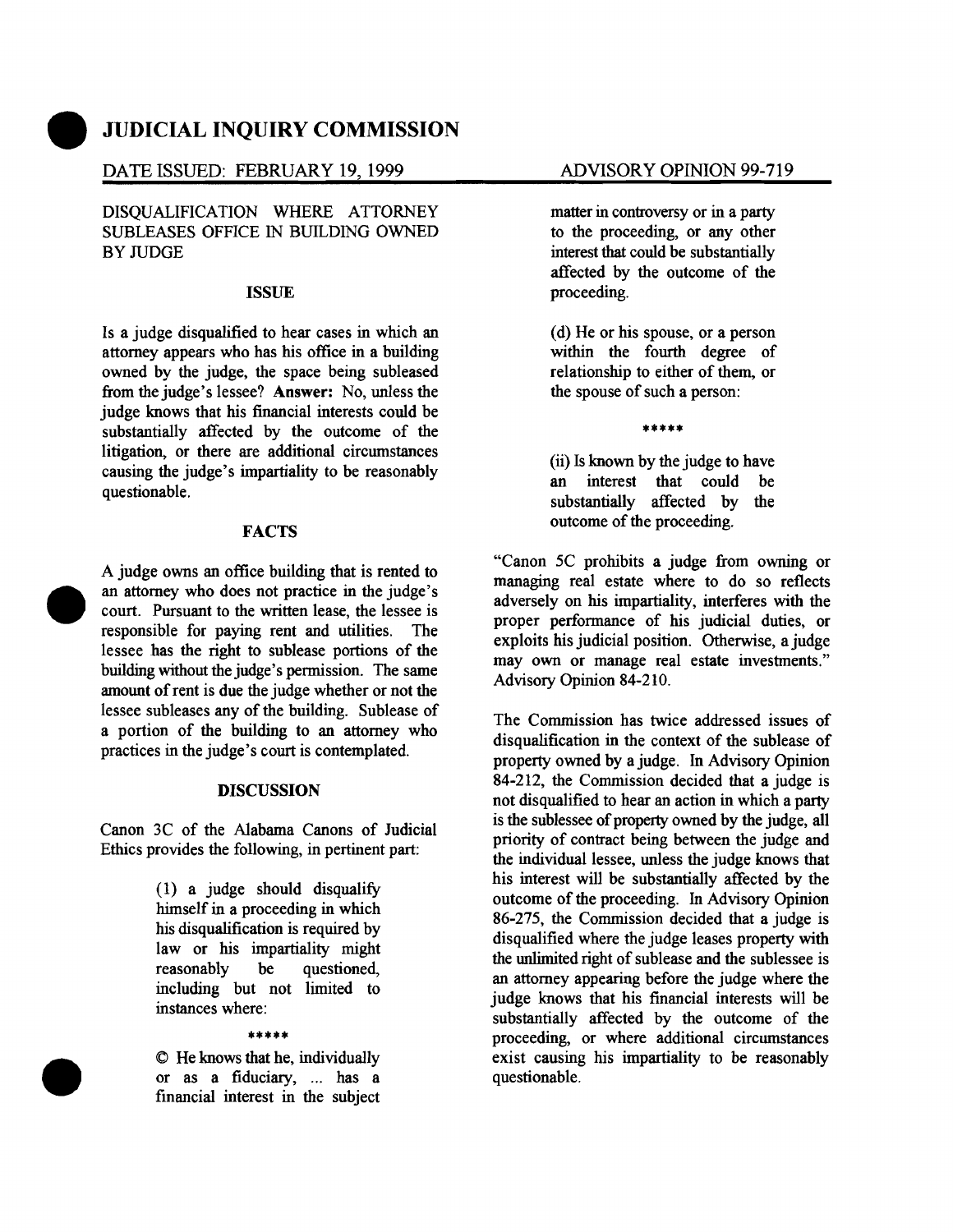# JUDICIAL INQUIRY COMMISSION

DATE ISSUED: FEBRUARY 19, 1999

ADVISORY OPINION 99-719

DISQUALIFICATION WHERE ATTORNEY SUBLEASES OFFICE IN BUILDING OWNED BY JUDGE

## ISSUE

Is a judge disqualified to hear cases in which an attorney appears who has his office in a building owned by the judge, the space being subleased from the judge's lessee? **Answer:** No, unless the judge knows that his financial interests could be substantially affected by the outcome of the litigation, or there are additional circumstances causing the judge's impartiality to be reasonably questionable.

## FACTS

A judge owns an office building that is rented to an attorney who does not practice in the judge's court. Pursuant to the written lease, the lessee is responsible for paying rent and utilities. The lessee has the right to sublease portions of the building without the judge's permission. The same amount of rent is due the judge whether or not the lessee subleases any of the building. Sublease of a portion of the building to an attorney who practices in the judge's court is contemplated.

## DISCUSSION

Canon 3C of the Alabama Canons of Judicial Ethics provides the following, in pertinent part:

> (1) a judge should disqualify himself in a proceeding in which his disqualification is required by law or his impartiality might reasonably be questioned, including but not limited to instances where:
>
> \*\*\*\*\*
>
> © He knows that he, individually or as a fiduciary, ... has a financial interest in the subject matter in controversy or in a party to the proceeding, or any other interest that could be substantially affected by the outcome of the proceeding.
>
> (d) He or his spouse, or a person within the fourth degree of relationship to either of them, or the spouse of such a person:
>
> \*\*\*\*\*
>
> (ii) Is known by the judge to have an interest that could be substantially affected by the outcome of the proceeding.

"Canon 5C prohibits a judge from owning or managing real estate where to do so reflects adversely on his impartiality, interferes with the proper performance of his judicial duties, or exploits his judicial position. Otherwise, a judge may own or manage real estate investments." Advisory Opinion 84-210.

The Commission has twice addressed issues of disqualification in the context of the sublease of property owned by a judge. In Advisory Opinion 84-212, the Commission decided that a judge is not disqualified to hear an action in which a party is the sublessee of property owned by the judge, all priority of contract being between the judge and the individual lessee, unless the judge knows that his interest will be substantially affected by the outcome of the proceeding. In Advisory Opinion 86-275, the Commission decided that a judge is disqualified where the judge leases property with the unlimited right of sublease and the sublessee is an attorney appearing before the judge where the judge knows that his financial interests will be substantially affected by the outcome of the proceeding, or where additional circumstances exist causing his impartiality to be reasonably questionable.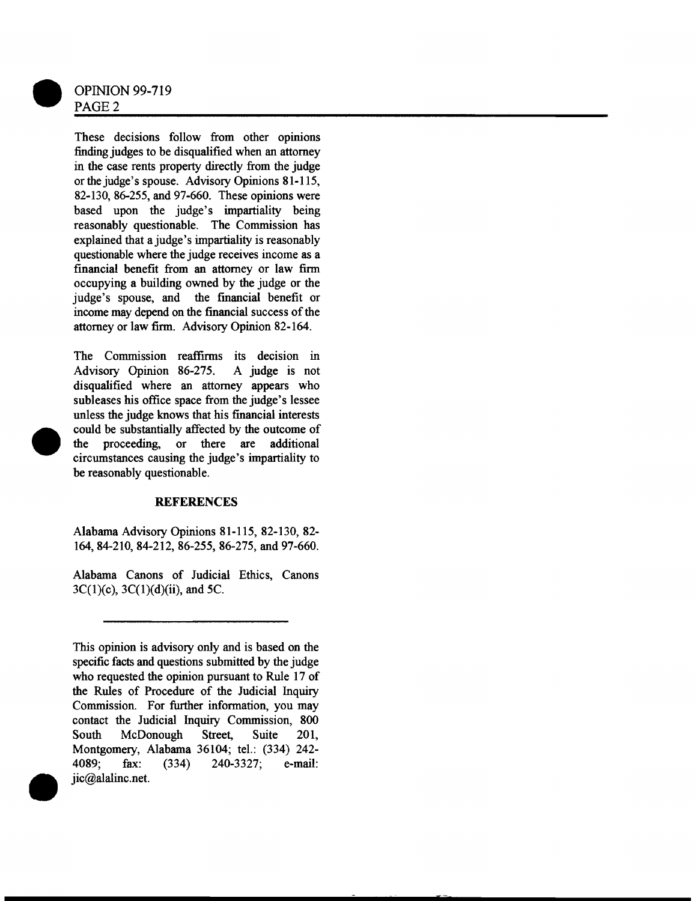These decisions follow from other opinions finding judges to be disqualified when an attorney in the case rents property directly from the judge or the judge's spouse. Advisory Opinions 81-115, 82-130, 86-255, and 97-660. These opinions were based upon the judge's impartiality being reasonably questionable. The Commission has explained that a judge's impartiality is reasonably questionable where the judge receives income as a financial benefit from an attorney or law firm occupying a building owned by the judge or the judge's spouse, and the financial benefit or income may depend on the financial success of the attorney or law firm. Advisory Opinion 82-164.

The Commission reaffirms its decision in Advisory Opinion 86-275. A judge is not disqualified where an attorney appears who subleases his office space from the judge's lessee unless the judge knows that his financial interests could be substantially affected by the outcome of the proceeding, or there are additional circumstances causing the judge's impartiality to be reasonably questionable.

## REFERENCES

Alabama Advisory Opinions 81-115, 82-130, 82-164, 84-210, 84-212, 86-255, 86-275, and 97-660.

Alabama Canons of Judicial Ethics, Canons 3C(1)(c), 3C(1)(d)(ii), and 5C.

---

This opinion is advisory only and is based on the specific facts and questions submitted by the judge who requested the opinion pursuant to Rule 17 of the Rules of Procedure of the Judicial Inquiry Commission. For further information, you may contact the Judicial Inquiry Commission, 800 South McDonough Street, Suite 201, Montgomery, Alabama 36104; tel.: (334) 242-4089; fax: (334) 240-3327; e-mail: jic@alalinc.net.